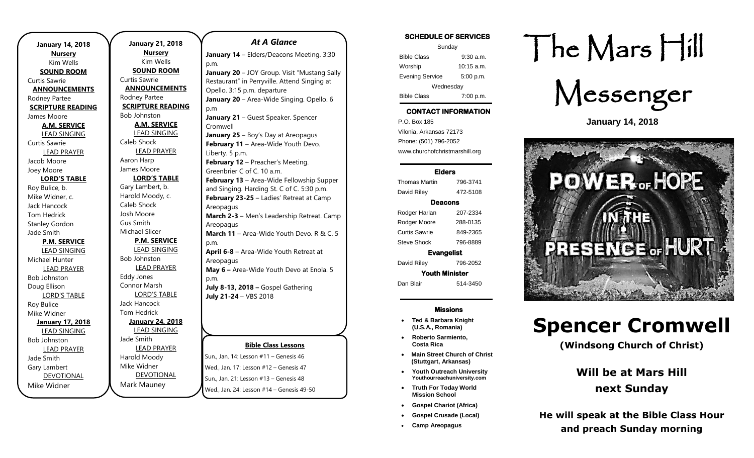**January 14, 2018**

**Nursery**

Kim Wells

**SOUND ROOM**

Curtis Sawrie

**ANNOUNCEMENTS**

Rodney Partee

**SCRIPTURE READING**

James Moore

**A.M. SERVICE**

LEAD SINGING

Curtis Sawrie

LEAD PRAYER

Jacob Moore

Joey Moore

**LORD'S TABLE**

Roy Bulice, b.

Mike Widner, c.

Jack Hancock

Tom Hedrick

Stanley Gordon

Jade Smith

**P.M. SERVICE**

LEAD SINGING

Michael Hunter

LEAD PRAYER

Bob Johnston

Doug Ellison

LORD'S TABLE

Roy Bulice

Mike Widner

**January 17, 2018**

LEAD SINGING

Bob Johnston

LEAD PRAYER

Jade Smith

Gary Lambert

DEVOTIONAL

Mike Widner

**January 21, 2018**

**Nursery**

Kim Wells

**SOUND ROOM**

Curtis Sawrie

**ANNOUNCEMENTS**

Rodney Partee

**SCRIPTURE READING**

Bob Johnston

**A.M. SERVICE**

LEAD SINGING

Caleb Shock

LEAD PRAYER

Aaron Harp

James Moore

**LORD'S TABLE**

Gary Lambert, b.

Harold Moody, c.

Caleb Shock

Josh Moore

Gus Smith

Michael Slicer

**P.M. SERVICE**

LEAD SINGING

Bob Johnston

LEAD PRAYER

Eddy Jones

Connor Marsh

LORD'S TABLE

Jack Hancock

Tom Hedrick

**January 24, 2018**

LEAD SINGING

Jade Smith

LEAD PRAYER

Harold Moody

Mike Widner

DEVOTIONAL

Mark Mauney

## *At A Glance*

**January 14** – Elders/Deacons Meeting. 3:30 p.m.

**January 20** – JOY Group. Visit "Mustang Sally Restaurant" in Perryville. Attend Singing at Opello. 3:15 p.m. departure

**January 20** – Area-Wide Singing. Opello. 6 p.m

**January 21** – Guest Speaker. Spencer Cromwell

**January 25** – Boy's Day at Areopagus

**February 11** – Area-Wide Youth Devo. Liberty. 5 p.m.

**February 12** – Preacher's Meeting. Greenbrier C of C. 10 a.m.

**February 13** – Area-Wide Fellowship Supper and Singing. Harding St. C of C. 5:30 p.m.

**February 23-25** – Ladies' Retreat at Camp Areopagus

**March 2-3** – Men's Leadership Retreat. Camp Areopagus

**March 11** – Area-Wide Youth Devo. R & C. 5 p.m.

**April 6-8** – Area-Wide Youth Retreat at Areopagus

**May 6 –** Area-Wide Youth Devo at Enola. 5 p.m.

**July 8-13, 2018 –** Gospel Gathering

**July 21-24** – VBS 2018

**Bible Class Lessons**

Sun., Jan. 14: Lesson #11 – Genesis 46

Wed., Jan. 17: Lesson #12 – Genesis 47

Sun., Jan. 21: Lesson #13 – Genesis 48

Wed., Jan. 24: Lesson #14 – Genesis 49-50

**SCHEDULE OF SERVICES**

| Sunday | |
|---|---|
| Bible Class | 9:30 a.m. |
| Worship | 10:15 a.m. |
| Evening Service | 5:00 p.m. |
| Wednesday | |
| Bible Class | 7:00 p.m. |

**CONTACT INFORMATION**

P.O. Box 185
Vilonia, Arkansas 72173
Phone: (501) 796-2052
www.churchofchristmarshill.org

**Elders**

| | |
|---|---|
| Thomas Martin | 796-3741 |
| David Riley | 472-5108 |

**Deacons**

| | |
|---|---|
| Rodger Harlan | 207-2334 |
| Rodger Moore | 288-0135 |
| Curtis Sawrie | 849-2365 |
| Steve Shock | 796-8889 |

**Evangelist**

| | |
|---|---|
| David Riley | 796-2052 |

**Youth Minister**

| | |
|---|---|
| Dan Blair | 514-3450 |

**Missions**

- **Ted & Barbara Knight (U.S.A., Romania)**
- **Roberto Sarmiento, Costa Rica**
- **Main Street Church of Christ (Stuttgart, Arkansas)**
- **Youth Outreach University** Youthourreachuniversity.com
- **Truth For Today World Mission School**
- **Gospel Chariot (Africa)**
- **Gospel Crusade (Local)**
- **Camp Areopagus**

# The Mars Hill Messenger

**January 14, 2018**

POWER OF HOPE IN THE PRESENCE OF HURT

# Spencer Cromwell

**(Windsong Church of Christ)**

**Will be at Mars Hill next Sunday**

**He will speak at the Bible Class Hour and preach Sunday morning**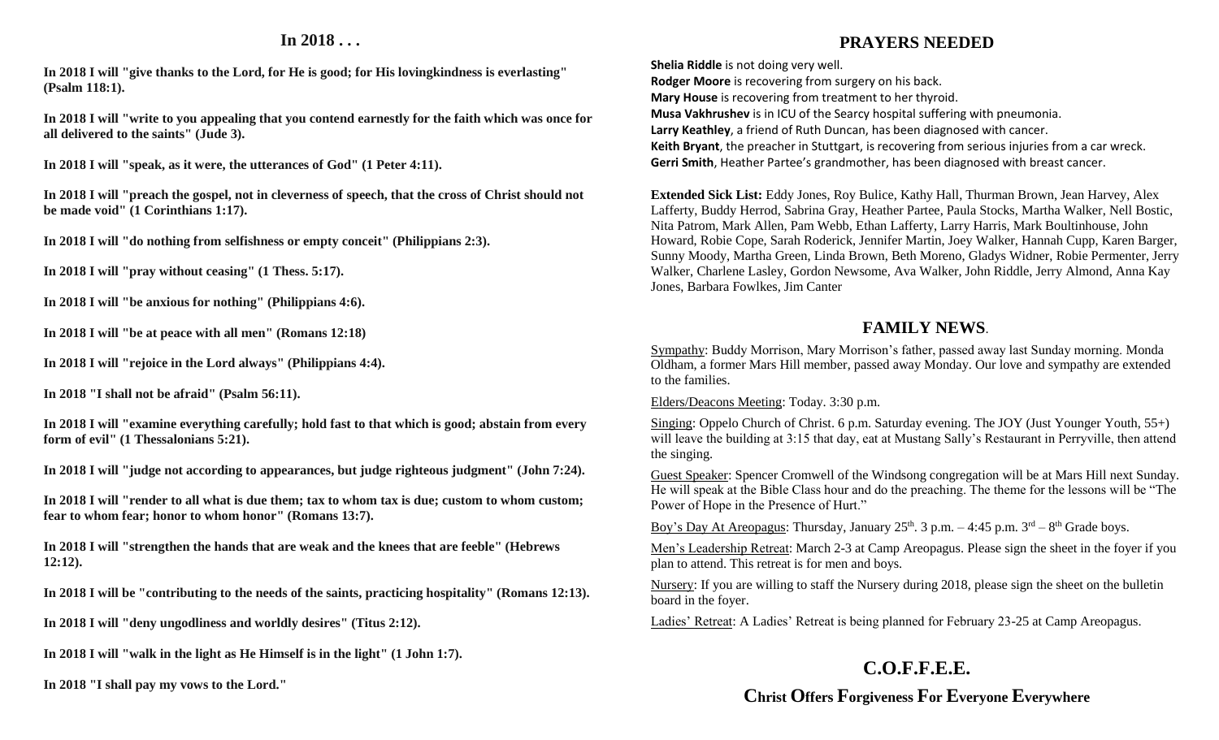## In 2018 . . .

**In 2018 I will "give thanks to the Lord, for He is good; for His lovingkindness is everlasting" (Psalm 118:1).**

**In 2018 I will "write to you appealing that you contend earnestly for the faith which was once for all delivered to the saints" (Jude 3).**

**In 2018 I will "speak, as it were, the utterances of God" (1 Peter 4:11).**

**In 2018 I will "preach the gospel, not in cleverness of speech, that the cross of Christ should not be made void" (1 Corinthians 1:17).**

**In 2018 I will "do nothing from selfishness or empty conceit" (Philippians 2:3).**

**In 2018 I will "pray without ceasing" (1 Thess. 5:17).**

**In 2018 I will "be anxious for nothing" (Philippians 4:6).**

**In 2018 I will "be at peace with all men" (Romans 12:18)**

**In 2018 I will "rejoice in the Lord always" (Philippians 4:4).**

**In 2018 "I shall not be afraid" (Psalm 56:11).**

**In 2018 I will "examine everything carefully; hold fast to that which is good; abstain from every form of evil" (1 Thessalonians 5:21).**

**In 2018 I will "judge not according to appearances, but judge righteous judgment" (John 7:24).**

**In 2018 I will "render to all what is due them; tax to whom tax is due; custom to whom custom; fear to whom fear; honor to whom honor" (Romans 13:7).**

**In 2018 I will "strengthen the hands that are weak and the knees that are feeble" (Hebrews 12:12).**

**In 2018 I will be "contributing to the needs of the saints, practicing hospitality" (Romans 12:13).**

**In 2018 I will "deny ungodliness and worldly desires" (Titus 2:12).**

**In 2018 I will "walk in the light as He Himself is in the light" (1 John 1:7).**

**In 2018 "I shall pay my vows to the Lord."**

## PRAYERS NEEDED

**Shelia Riddle** is not doing very well.
**Rodger Moore** is recovering from surgery on his back.
**Mary House** is recovering from treatment to her thyroid.
**Musa Vakhrushev** is in ICU of the Searcy hospital suffering with pneumonia.
**Larry Keathley**, a friend of Ruth Duncan, has been diagnosed with cancer.
**Keith Bryant**, the preacher in Stuttgart, is recovering from serious injuries from a car wreck.
**Gerri Smith**, Heather Partee's grandmother, has been diagnosed with breast cancer.

**Extended Sick List:** Eddy Jones, Roy Bulice, Kathy Hall, Thurman Brown, Jean Harvey, Alex Lafferty, Buddy Herrod, Sabrina Gray, Heather Partee, Paula Stocks, Martha Walker, Nell Bostic, Nita Patrom, Mark Allen, Pam Webb, Ethan Lafferty, Larry Harris, Mark Boultinhouse, John Howard, Robie Cope, Sarah Roderick, Jennifer Martin, Joey Walker, Hannah Cupp, Karen Barger, Sunny Moody, Martha Green, Linda Brown, Beth Moreno, Gladys Widner, Robie Permenter, Jerry Walker, Charlene Lasley, Gordon Newsome, Ava Walker, John Riddle, Jerry Almond, Anna Kay Jones, Barbara Fowlkes, Jim Canter

## FAMILY NEWS.

Sympathy: Buddy Morrison, Mary Morrison's father, passed away last Sunday morning. Monda Oldham, a former Mars Hill member, passed away Monday. Our love and sympathy are extended to the families.

Elders/Deacons Meeting: Today. 3:30 p.m.

Singing: Oppelo Church of Christ. 6 p.m. Saturday evening. The JOY (Just Younger Youth, 55+) will leave the building at 3:15 that day, eat at Mustang Sally's Restaurant in Perryville, then attend the singing.

Guest Speaker: Spencer Cromwell of the Windsong congregation will be at Mars Hill next Sunday. He will speak at the Bible Class hour and do the preaching. The theme for the lessons will be "The Power of Hope in the Presence of Hurt."

Boy's Day At Areopagus: Thursday, January 25th. 3 p.m. – 4:45 p.m. 3rd – 8th Grade boys.

Men's Leadership Retreat: March 2-3 at Camp Areopagus. Please sign the sheet in the foyer if you plan to attend. This retreat is for men and boys.

Nursery: If you are willing to staff the Nursery during 2018, please sign the sheet on the bulletin board in the foyer.

Ladies' Retreat: A Ladies' Retreat is being planned for February 23-25 at Camp Areopagus.

## C.O.F.F.E.E.

### Christ Offers Forgiveness For Everyone Everywhere